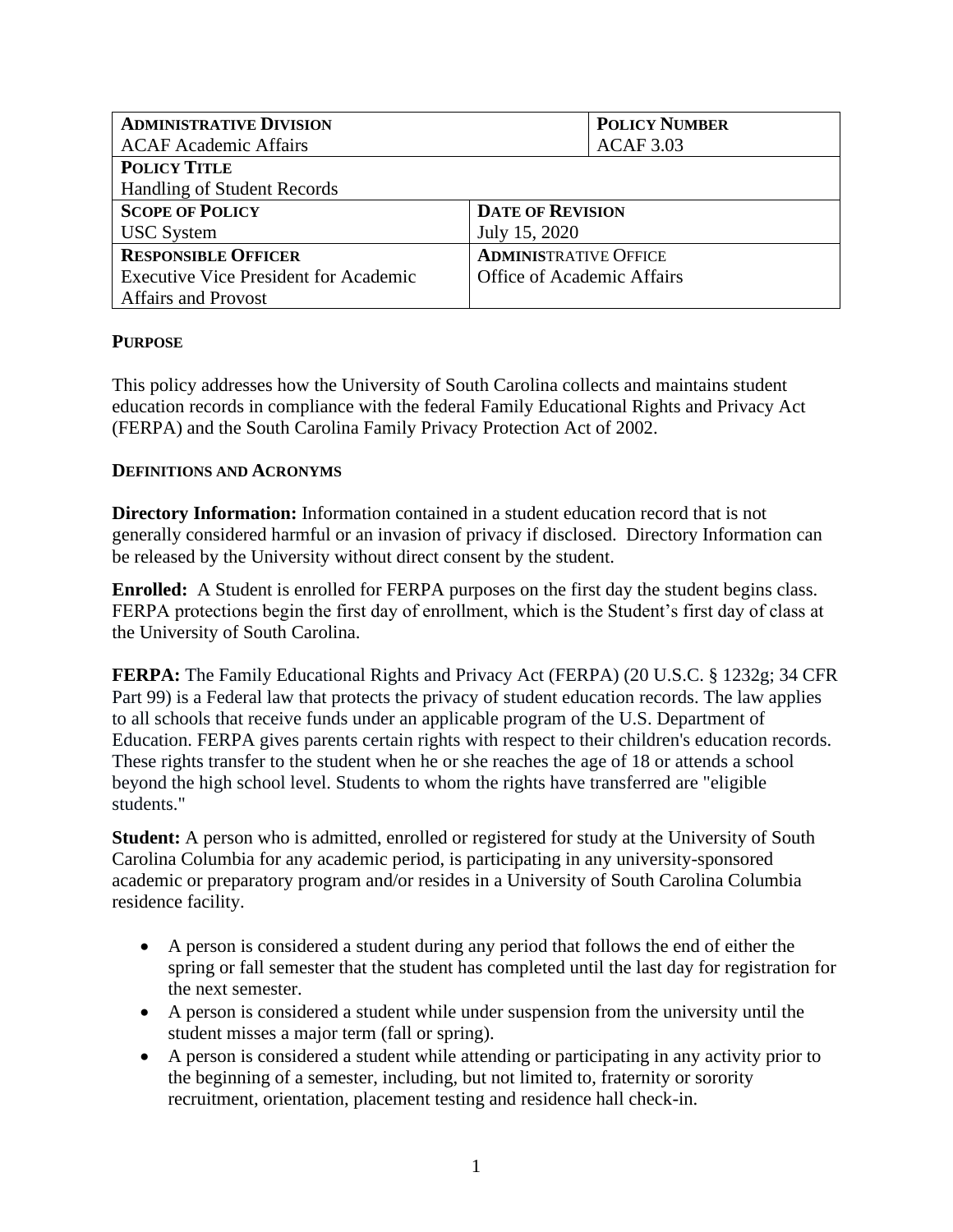| **ADMINISTRATIVE DIVISION**<br>ACAF Academic Affairs | | **POLICY NUMBER**<br>ACAF 3.03 |
|---|---|---|
| **POLICY TITLE**<br>Handling of Student Records | | |
| **SCOPE OF POLICY**<br>USC System | **DATE OF REVISION**<br>July 15, 2020 | |
| **RESPONSIBLE OFFICER**<br>Executive Vice President for Academic Affairs and Provost | **ADMINISTRATIVE OFFICE**<br>Office of Academic Affairs | |

## PURPOSE

This policy addresses how the University of South Carolina collects and maintains student education records in compliance with the federal Family Educational Rights and Privacy Act (FERPA) and the South Carolina Family Privacy Protection Act of 2002.

## DEFINITIONS AND ACRONYMS

**Directory Information:** Information contained in a student education record that is not generally considered harmful or an invasion of privacy if disclosed. Directory Information can be released by the University without direct consent by the student.

**Enrolled:** A Student is enrolled for FERPA purposes on the first day the student begins class. FERPA protections begin the first day of enrollment, which is the Student's first day of class at the University of South Carolina.

**FERPA:** The Family Educational Rights and Privacy Act (FERPA) (20 U.S.C. § 1232g; 34 CFR Part 99) is a Federal law that protects the privacy of student education records. The law applies to all schools that receive funds under an applicable program of the U.S. Department of Education. FERPA gives parents certain rights with respect to their children's education records. These rights transfer to the student when he or she reaches the age of 18 or attends a school beyond the high school level. Students to whom the rights have transferred are "eligible students."

**Student:** A person who is admitted, enrolled or registered for study at the University of South Carolina Columbia for any academic period, is participating in any university-sponsored academic or preparatory program and/or resides in a University of South Carolina Columbia residence facility.

- A person is considered a student during any period that follows the end of either the spring or fall semester that the student has completed until the last day for registration for the next semester.
- A person is considered a student while under suspension from the university until the student misses a major term (fall or spring).
- A person is considered a student while attending or participating in any activity prior to the beginning of a semester, including, but not limited to, fraternity or sorority recruitment, orientation, placement testing and residence hall check-in.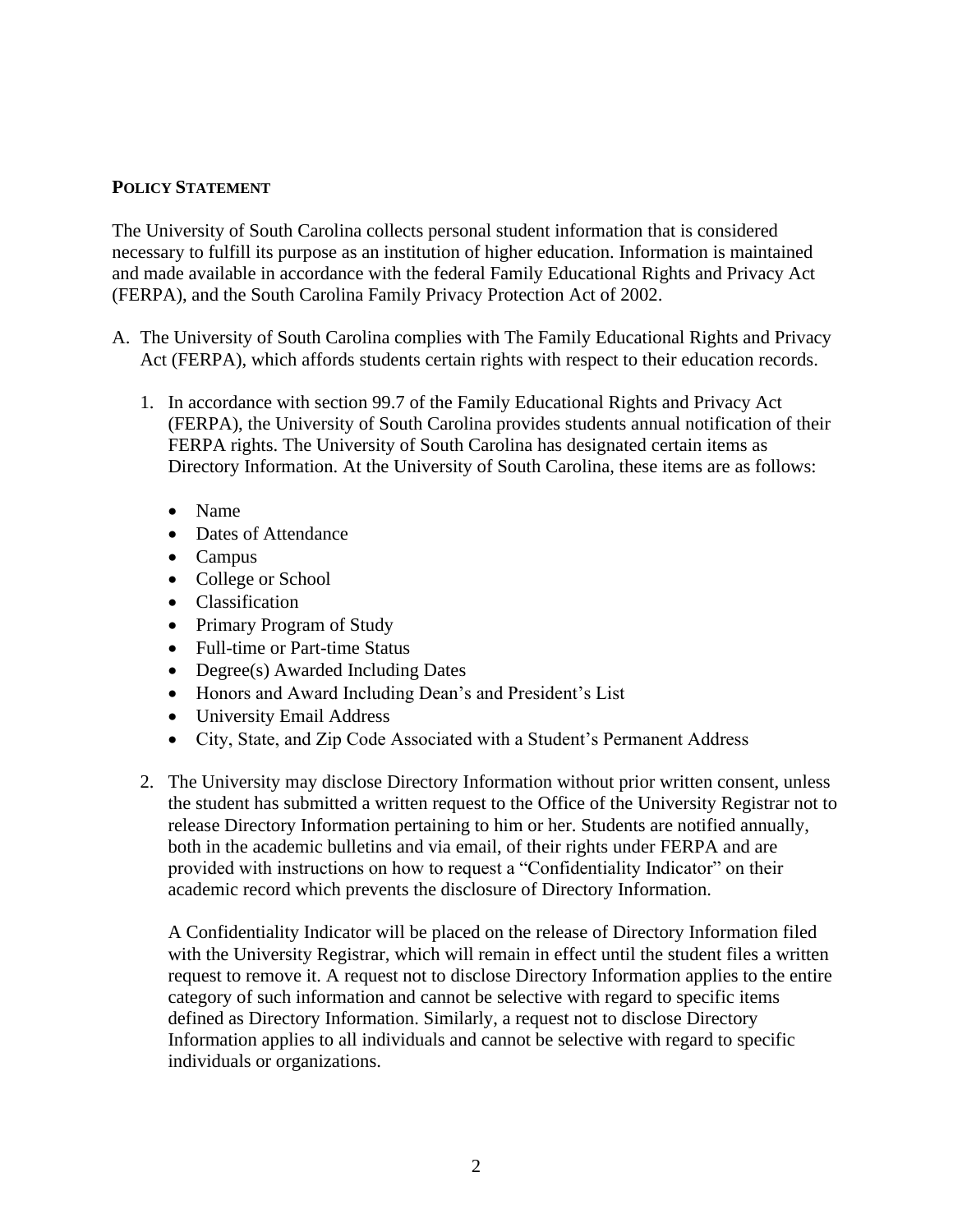## POLICY STATEMENT

The University of South Carolina collects personal student information that is considered necessary to fulfill its purpose as an institution of higher education. Information is maintained and made available in accordance with the federal Family Educational Rights and Privacy Act (FERPA), and the South Carolina Family Privacy Protection Act of 2002.

A. The University of South Carolina complies with The Family Educational Rights and Privacy Act (FERPA), which affords students certain rights with respect to their education records.

   1. In accordance with section 99.7 of the Family Educational Rights and Privacy Act (FERPA), the University of South Carolina provides students annual notification of their FERPA rights. The University of South Carolina has designated certain items as Directory Information. At the University of South Carolina, these items are as follows:

      - Name
      - Dates of Attendance
      - Campus
      - College or School
      - Classification
      - Primary Program of Study
      - Full-time or Part-time Status
      - Degree(s) Awarded Including Dates
      - Honors and Award Including Dean's and President's List
      - University Email Address
      - City, State, and Zip Code Associated with a Student's Permanent Address

   2. The University may disclose Directory Information without prior written consent, unless the student has submitted a written request to the Office of the University Registrar not to release Directory Information pertaining to him or her. Students are notified annually, both in the academic bulletins and via email, of their rights under FERPA and are provided with instructions on how to request a "Confidentiality Indicator" on their academic record which prevents the disclosure of Directory Information.

      A Confidentiality Indicator will be placed on the release of Directory Information filed with the University Registrar, which will remain in effect until the student files a written request to remove it. A request not to disclose Directory Information applies to the entire category of such information and cannot be selective with regard to specific items defined as Directory Information. Similarly, a request not to disclose Directory Information applies to all individuals and cannot be selective with regard to specific individuals or organizations.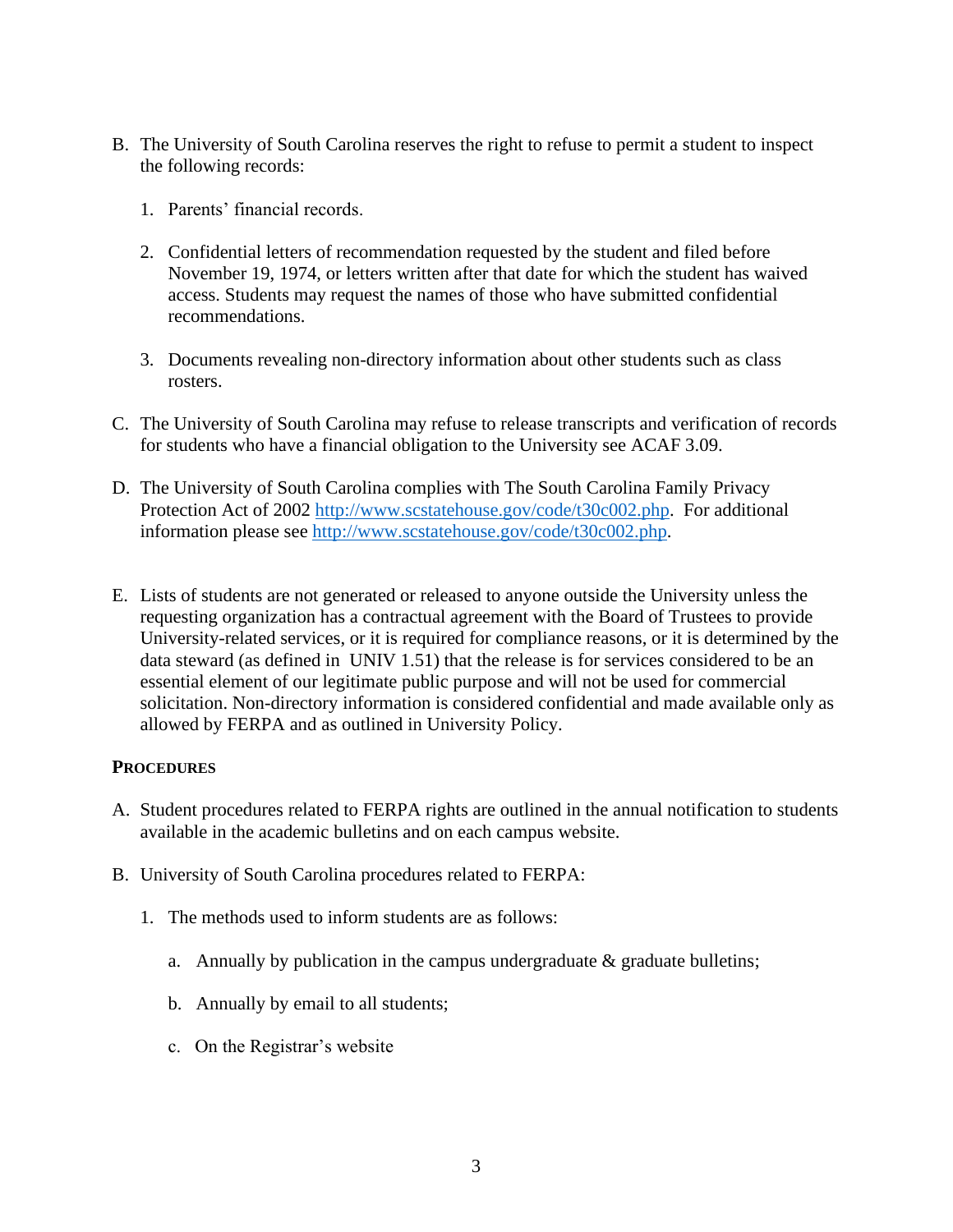B. The University of South Carolina reserves the right to refuse to permit a student to inspect the following records:

   1. Parents' financial records.

   2. Confidential letters of recommendation requested by the student and filed before November 19, 1974, or letters written after that date for which the student has waived access. Students may request the names of those who have submitted confidential recommendations.

   3. Documents revealing non-directory information about other students such as class rosters.

C. The University of South Carolina may refuse to release transcripts and verification of records for students who have a financial obligation to the University see ACAF 3.09.

D. The University of South Carolina complies with The South Carolina Family Privacy Protection Act of 2002 http://www.scstatehouse.gov/code/t30c002.php. For additional information please see http://www.scstatehouse.gov/code/t30c002.php.

E. Lists of students are not generated or released to anyone outside the University unless the requesting organization has a contractual agreement with the Board of Trustees to provide University-related services, or it is required for compliance reasons, or it is determined by the data steward (as defined in UNIV 1.51) that the release is for services considered to be an essential element of our legitimate public purpose and will not be used for commercial solicitation. Non-directory information is considered confidential and made available only as allowed by FERPA and as outlined in University Policy.

**PROCEDURES**

A. Student procedures related to FERPA rights are outlined in the annual notification to students available in the academic bulletins and on each campus website.

B. University of South Carolina procedures related to FERPA:

   1. The methods used to inform students are as follows:

      a. Annually by publication in the campus undergraduate & graduate bulletins;

      b. Annually by email to all students;

      c. On the Registrar's website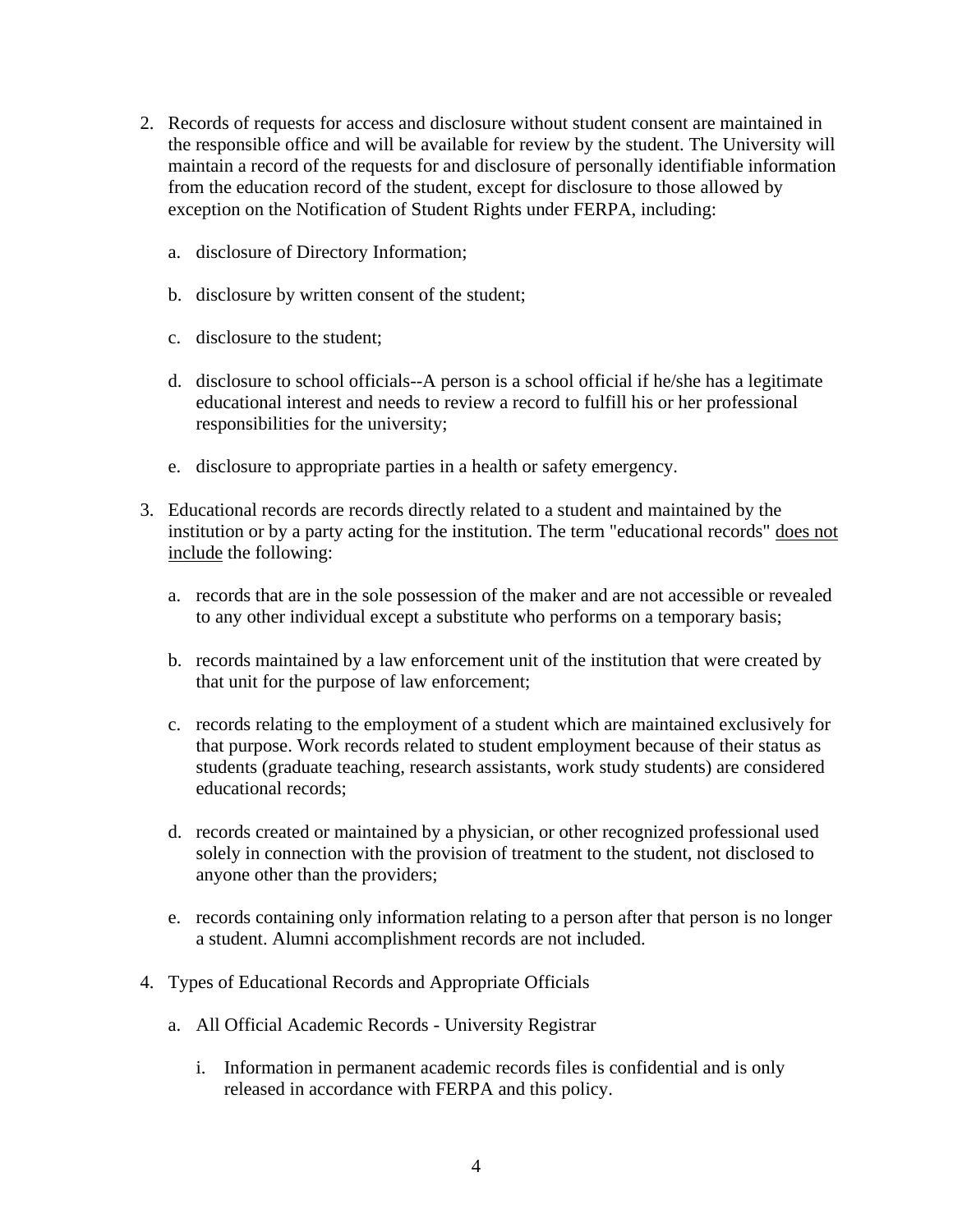2. Records of requests for access and disclosure without student consent are maintained in the responsible office and will be available for review by the student. The University will maintain a record of the requests for and disclosure of personally identifiable information from the education record of the student, except for disclosure to those allowed by exception on the Notification of Student Rights under FERPA, including:

   a. disclosure of Directory Information;

   b. disclosure by written consent of the student;

   c. disclosure to the student;

   d. disclosure to school officials--A person is a school official if he/she has a legitimate educational interest and needs to review a record to fulfill his or her professional responsibilities for the university;

   e. disclosure to appropriate parties in a health or safety emergency.

3. Educational records are records directly related to a student and maintained by the institution or by a party acting for the institution. The term "educational records" <u>does not include</u> the following:

   a. records that are in the sole possession of the maker and are not accessible or revealed to any other individual except a substitute who performs on a temporary basis;

   b. records maintained by a law enforcement unit of the institution that were created by that unit for the purpose of law enforcement;

   c. records relating to the employment of a student which are maintained exclusively for that purpose. Work records related to student employment because of their status as students (graduate teaching, research assistants, work study students) are considered educational records;

   d. records created or maintained by a physician, or other recognized professional used solely in connection with the provision of treatment to the student, not disclosed to anyone other than the providers;

   e. records containing only information relating to a person after that person is no longer a student. Alumni accomplishment records are not included.

4. Types of Educational Records and Appropriate Officials

   a. All Official Academic Records - University Registrar

      i. Information in permanent academic records files is confidential and is only released in accordance with FERPA and this policy.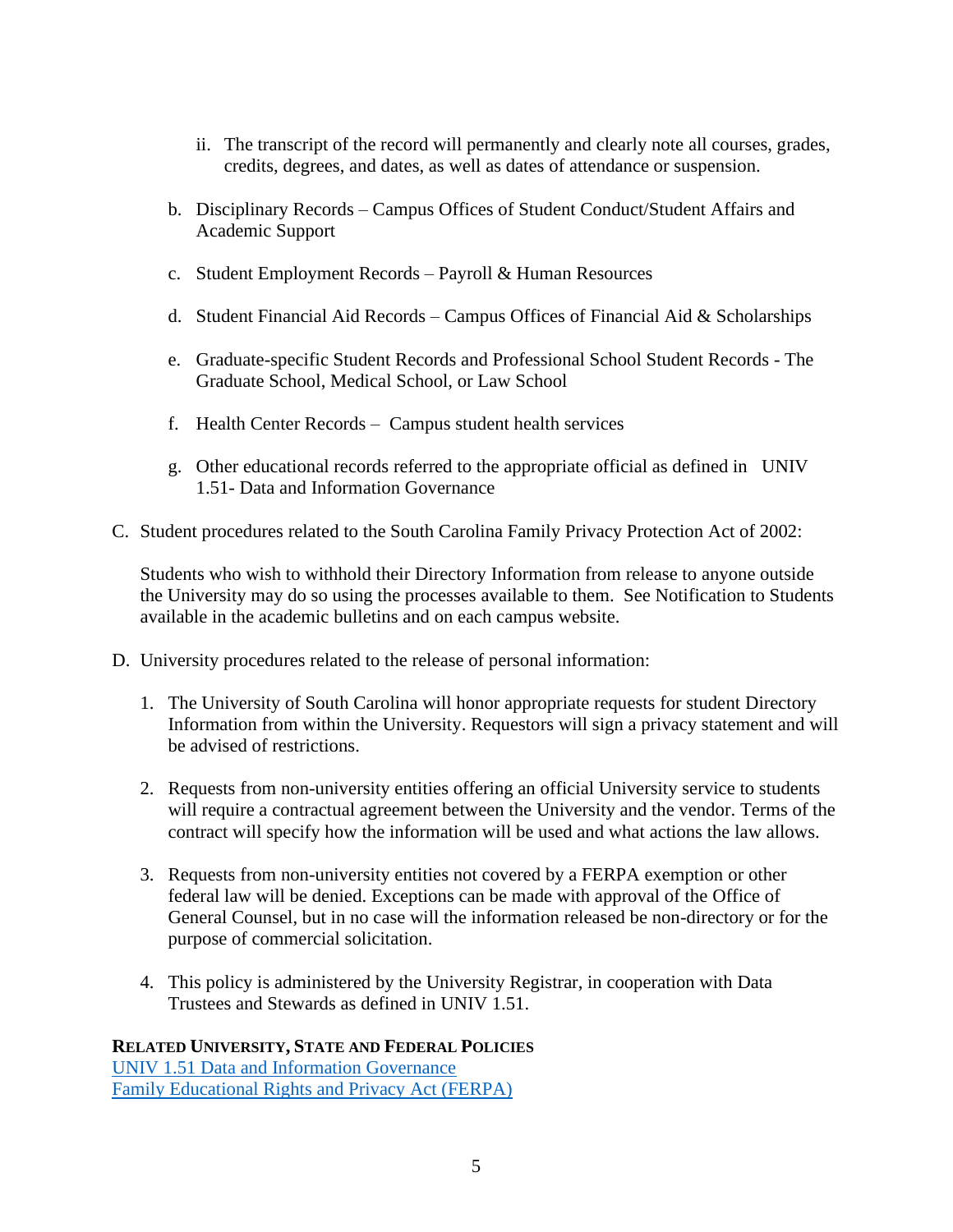ii. The transcript of the record will permanently and clearly note all courses, grades, credits, degrees, and dates, as well as dates of attendance or suspension.

b. Disciplinary Records – Campus Offices of Student Conduct/Student Affairs and Academic Support

c. Student Employment Records – Payroll & Human Resources

d. Student Financial Aid Records – Campus Offices of Financial Aid & Scholarships

e. Graduate-specific Student Records and Professional School Student Records - The Graduate School, Medical School, or Law School

f. Health Center Records – Campus student health services

g. Other educational records referred to the appropriate official as defined in UNIV 1.51- Data and Information Governance

C. Student procedures related to the South Carolina Family Privacy Protection Act of 2002:

Students who wish to withhold their Directory Information from release to anyone outside the University may do so using the processes available to them. See Notification to Students available in the academic bulletins and on each campus website.

D. University procedures related to the release of personal information:

1. The University of South Carolina will honor appropriate requests for student Directory Information from within the University. Requestors will sign a privacy statement and will be advised of restrictions.

2. Requests from non-university entities offering an official University service to students will require a contractual agreement between the University and the vendor. Terms of the contract will specify how the information will be used and what actions the law allows.

3. Requests from non-university entities not covered by a FERPA exemption or other federal law will be denied. Exceptions can be made with approval of the Office of General Counsel, but in no case will the information released be non-directory or for the purpose of commercial solicitation.

4. This policy is administered by the University Registrar, in cooperation with Data Trustees and Stewards as defined in UNIV 1.51.

**RELATED UNIVERSITY, STATE AND FEDERAL POLICIES**

UNIV 1.51 Data and Information Governance

Family Educational Rights and Privacy Act (FERPA)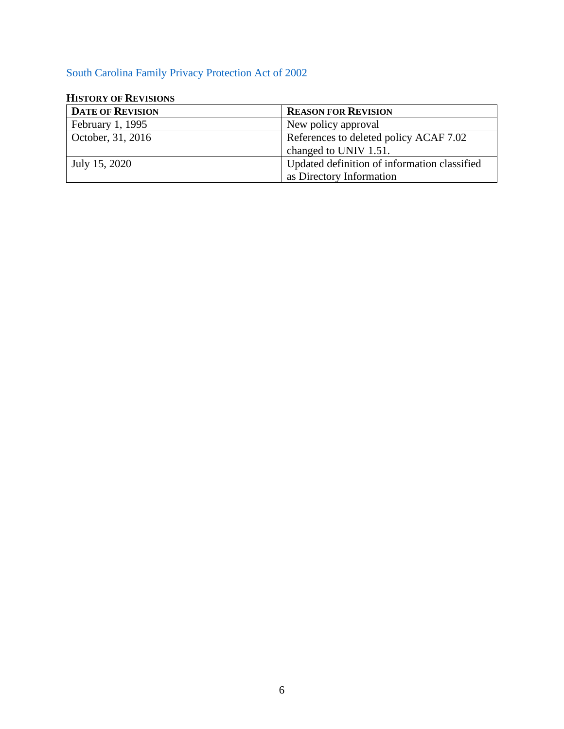[South Carolina Family Privacy Protection Act of 2002]

**HISTORY OF REVISIONS**

| DATE OF REVISION | REASON FOR REVISION |
|---|---|
| February 1, 1995 | New policy approval |
| October, 31, 2016 | References to deleted policy ACAF 7.02 changed to UNIV 1.51. |
| July 15, 2020 | Updated definition of information classified as Directory Information |